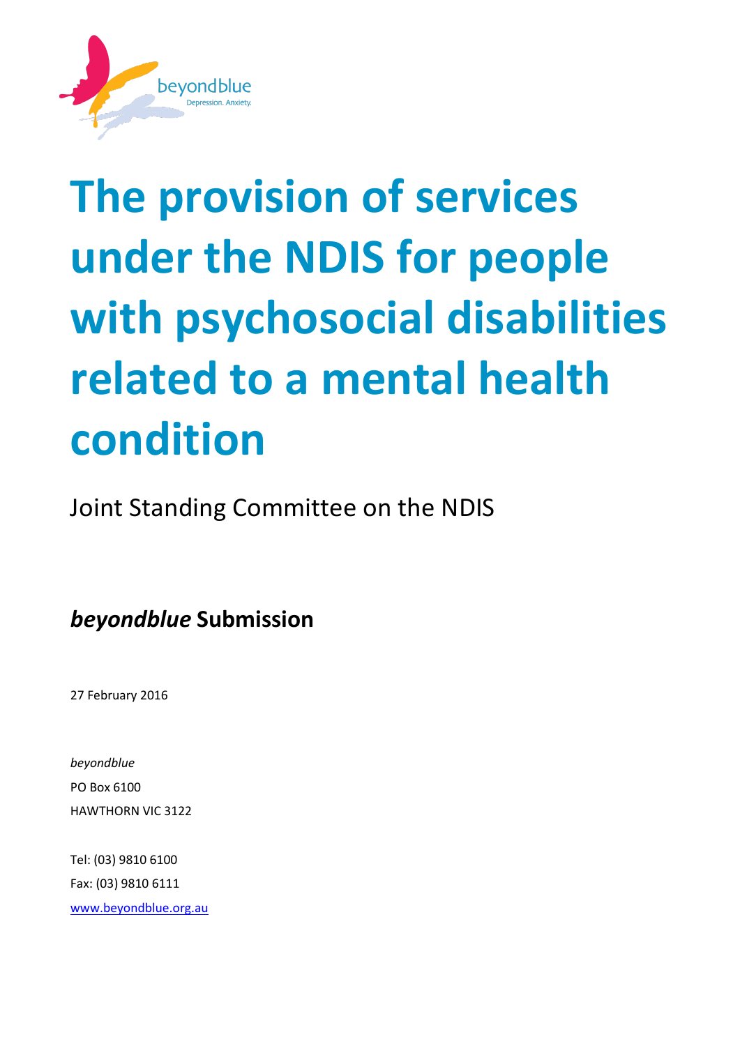# The provision of services under the NDIS for people with psychosocial disabilities related to a mental health condition

Joint Standing Committee on the NDIS

## *beyondblue* Submission

27 February 2016

*beyondblue*
PO Box 6100
HAWTHORN VIC 3122

Tel: (03) 9810 6100
Fax: (03) 9810 6111
[www.beyondblue.org.au](http://www.beyondblue.org.au)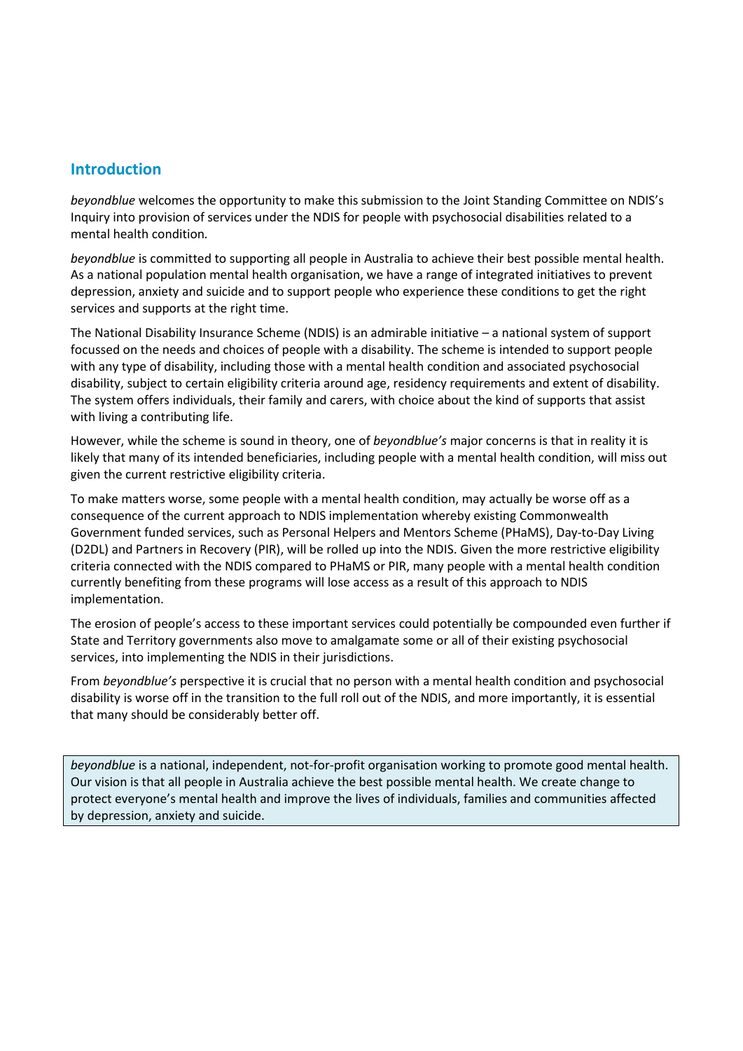## Introduction

*beyondblue* welcomes the opportunity to make this submission to the Joint Standing Committee on NDIS's Inquiry into provision of services under the NDIS for people with psychosocial disabilities related to a mental health condition.

*beyondblue* is committed to supporting all people in Australia to achieve their best possible mental health. As a national population mental health organisation, we have a range of integrated initiatives to prevent depression, anxiety and suicide and to support people who experience these conditions to get the right services and supports at the right time.

The National Disability Insurance Scheme (NDIS) is an admirable initiative – a national system of support focussed on the needs and choices of people with a disability. The scheme is intended to support people with any type of disability, including those with a mental health condition and associated psychosocial disability, subject to certain eligibility criteria around age, residency requirements and extent of disability. The system offers individuals, their family and carers, with choice about the kind of supports that assist with living a contributing life.

However, while the scheme is sound in theory, one of *beyondblue's* major concerns is that in reality it is likely that many of its intended beneficiaries, including people with a mental health condition, will miss out given the current restrictive eligibility criteria.

To make matters worse, some people with a mental health condition, may actually be worse off as a consequence of the current approach to NDIS implementation whereby existing Commonwealth Government funded services, such as Personal Helpers and Mentors Scheme (PHaMS), Day-to-Day Living (D2DL) and Partners in Recovery (PIR), will be rolled up into the NDIS. Given the more restrictive eligibility criteria connected with the NDIS compared to PHaMS or PIR, many people with a mental health condition currently benefiting from these programs will lose access as a result of this approach to NDIS implementation.

The erosion of people's access to these important services could potentially be compounded even further if State and Territory governments also move to amalgamate some or all of their existing psychosocial services, into implementing the NDIS in their jurisdictions.

From *beyondblue's* perspective it is crucial that no person with a mental health condition and psychosocial disability is worse off in the transition to the full roll out of the NDIS, and more importantly, it is essential that many should be considerably better off.

*beyondblue* is a national, independent, not-for-profit organisation working to promote good mental health. Our vision is that all people in Australia achieve the best possible mental health. We create change to protect everyone's mental health and improve the lives of individuals, families and communities affected by depression, anxiety and suicide.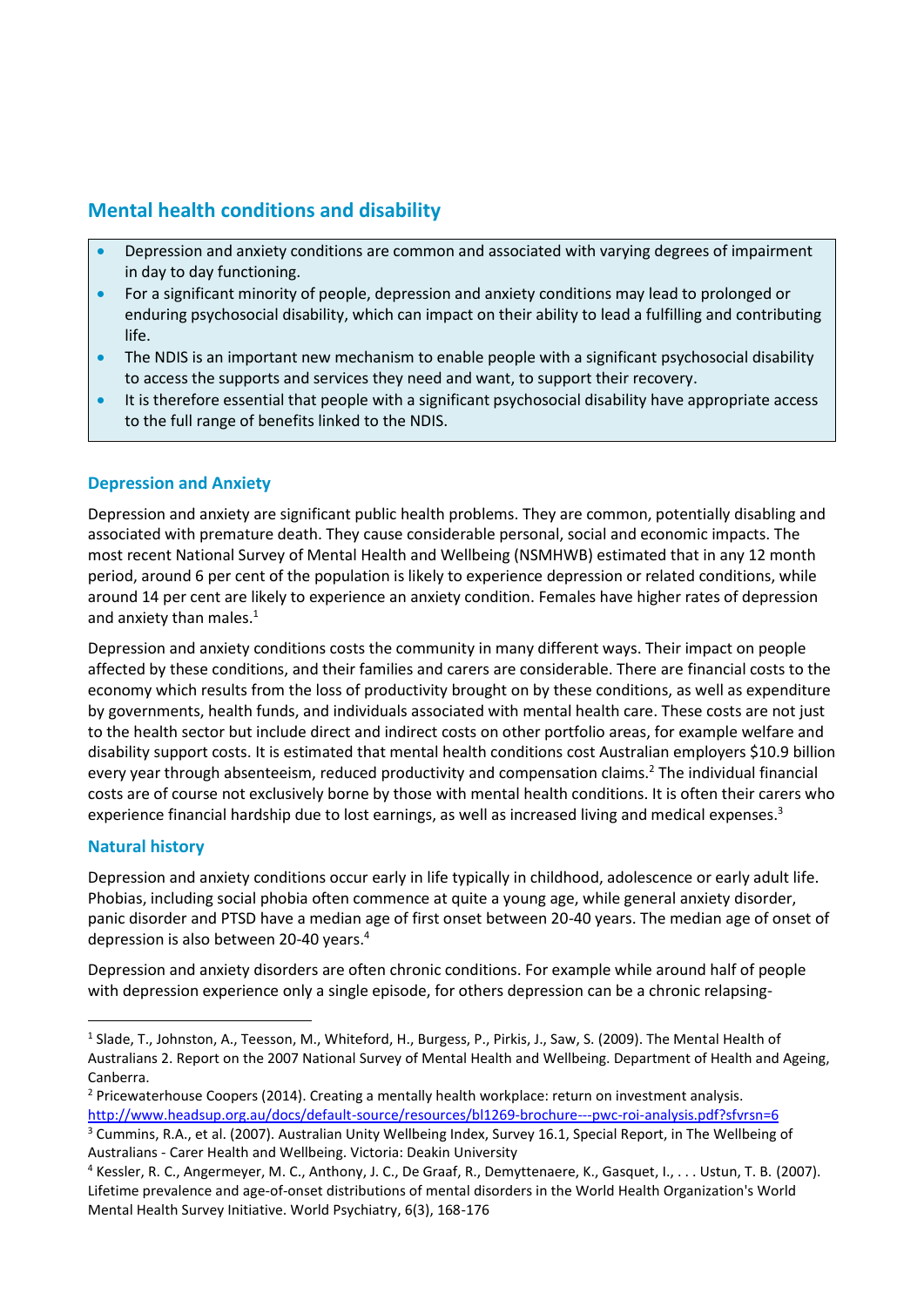## Mental health conditions and disability

- Depression and anxiety conditions are common and associated with varying degrees of impairment in day to day functioning.
- For a significant minority of people, depression and anxiety conditions may lead to prolonged or enduring psychosocial disability, which can impact on their ability to lead a fulfilling and contributing life.
- The NDIS is an important new mechanism to enable people with a significant psychosocial disability to access the supports and services they need and want, to support their recovery.
- It is therefore essential that people with a significant psychosocial disability have appropriate access to the full range of benefits linked to the NDIS.

### Depression and Anxiety

Depression and anxiety are significant public health problems. They are common, potentially disabling and associated with premature death. They cause considerable personal, social and economic impacts. The most recent National Survey of Mental Health and Wellbeing (NSMHWB) estimated that in any 12 month period, around 6 per cent of the population is likely to experience depression or related conditions, while around 14 per cent are likely to experience an anxiety condition. Females have higher rates of depression and anxiety than males.[1]

Depression and anxiety conditions costs the community in many different ways. Their impact on people affected by these conditions, and their families and carers are considerable. There are financial costs to the economy which results from the loss of productivity brought on by these conditions, as well as expenditure by governments, health funds, and individuals associated with mental health care. These costs are not just to the health sector but include direct and indirect costs on other portfolio areas, for example welfare and disability support costs. It is estimated that mental health conditions cost Australian employers $10.9 billion every year through absenteeism, reduced productivity and compensation claims.[2] The individual financial costs are of course not exclusively borne by those with mental health conditions. It is often their carers who experience financial hardship due to lost earnings, as well as increased living and medical expenses.[3]

### Natural history

Depression and anxiety conditions occur early in life typically in childhood, adolescence or early adult life. Phobias, including social phobia often commence at quite a young age, while general anxiety disorder, panic disorder and PTSD have a median age of first onset between 20-40 years. The median age of onset of depression is also between 20-40 years.[4]

Depression and anxiety disorders are often chronic conditions. For example while around half of people with depression experience only a single episode, for others depression can be a chronic relapsing-

---

[1] Slade, T., Johnston, A., Teesson, M., Whiteford, H., Burgess, P., Pirkis, J., Saw, S. (2009). The Mental Health of Australians 2. Report on the 2007 National Survey of Mental Health and Wellbeing. Department of Health and Ageing, Canberra.

[2] Pricewaterhouse Coopers (2014). Creating a mentally health workplace: return on investment analysis. http://www.headsup.org.au/docs/default-source/resources/bl1269-brochure---pwc-roi-analysis.pdf?sfvrsn=6

[3] Cummins, R.A., et al. (2007). Australian Unity Wellbeing Index, Survey 16.1, Special Report, in The Wellbeing of Australians - Carer Health and Wellbeing. Victoria: Deakin University

[4] Kessler, R. C., Angermeyer, M. C., Anthony, J. C., De Graaf, R., Demyttenaere, K., Gasquet, I., . . . Ustun, T. B. (2007). Lifetime prevalence and age-of-onset distributions of mental disorders in the World Health Organization's World Mental Health Survey Initiative. World Psychiatry, 6(3), 168-176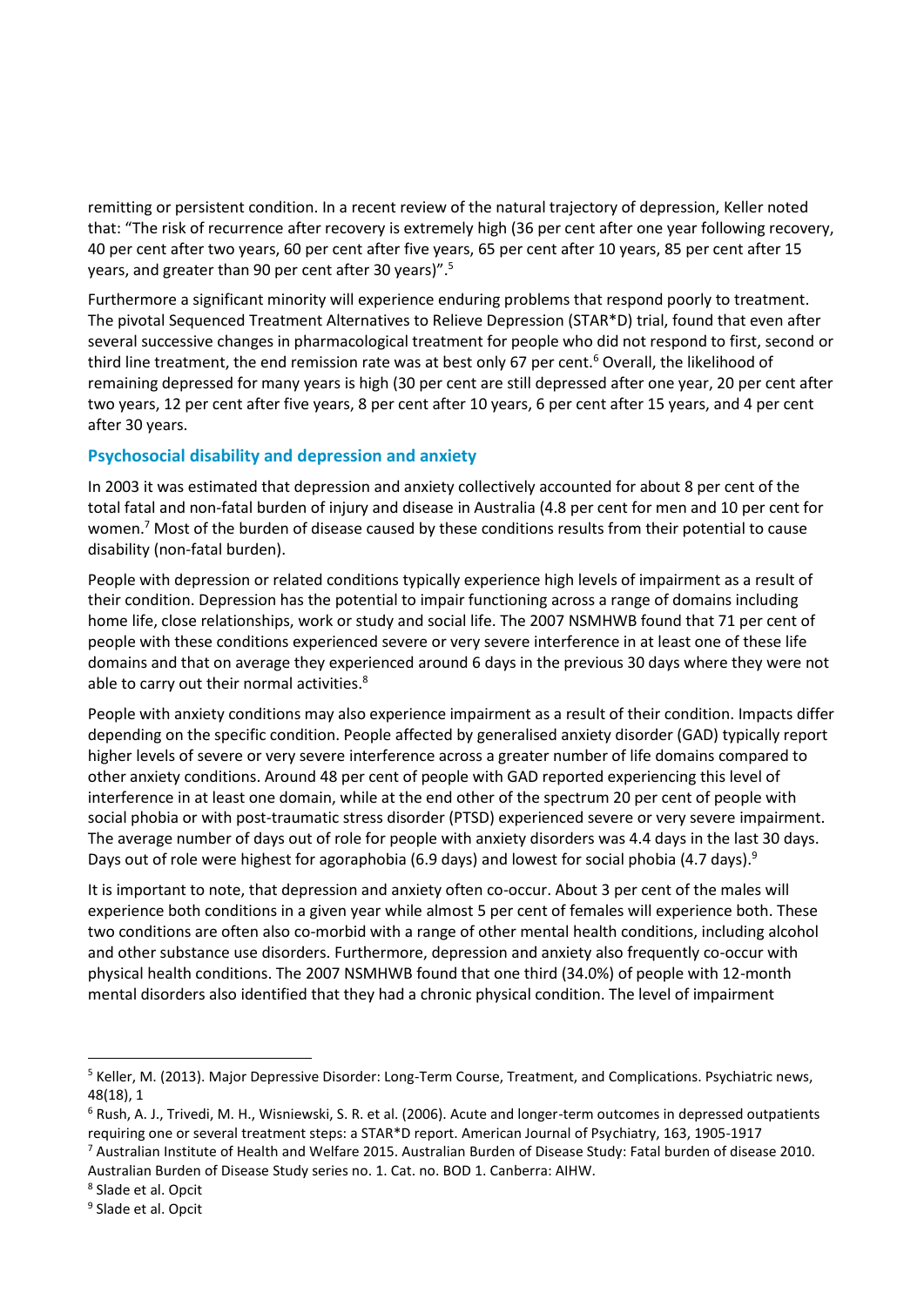remitting or persistent condition. In a recent review of the natural trajectory of depression, Keller noted that: "The risk of recurrence after recovery is extremely high (36 per cent after one year following recovery, 40 per cent after two years, 60 per cent after five years, 65 per cent after 10 years, 85 per cent after 15 years, and greater than 90 per cent after 30 years)".[5]

Furthermore a significant minority will experience enduring problems that respond poorly to treatment. The pivotal Sequenced Treatment Alternatives to Relieve Depression (STAR*D) trial, found that even after several successive changes in pharmacological treatment for people who did not respond to first, second or third line treatment, the end remission rate was at best only 67 per cent.[6] Overall, the likelihood of remaining depressed for many years is high (30 per cent are still depressed after one year, 20 per cent after two years, 12 per cent after five years, 8 per cent after 10 years, 6 per cent after 15 years, and 4 per cent after 30 years.

### Psychosocial disability and depression and anxiety

In 2003 it was estimated that depression and anxiety collectively accounted for about 8 per cent of the total fatal and non-fatal burden of injury and disease in Australia (4.8 per cent for men and 10 per cent for women.[7] Most of the burden of disease caused by these conditions results from their potential to cause disability (non-fatal burden).

People with depression or related conditions typically experience high levels of impairment as a result of their condition. Depression has the potential to impair functioning across a range of domains including home life, close relationships, work or study and social life. The 2007 NSMHWB found that 71 per cent of people with these conditions experienced severe or very severe interference in at least one of these life domains and that on average they experienced around 6 days in the previous 30 days where they were not able to carry out their normal activities.[8]

People with anxiety conditions may also experience impairment as a result of their condition. Impacts differ depending on the specific condition. People affected by generalised anxiety disorder (GAD) typically report higher levels of severe or very severe interference across a greater number of life domains compared to other anxiety conditions. Around 48 per cent of people with GAD reported experiencing this level of interference in at least one domain, while at the end other of the spectrum 20 per cent of people with social phobia or with post-traumatic stress disorder (PTSD) experienced severe or very severe impairment. The average number of days out of role for people with anxiety disorders was 4.4 days in the last 30 days. Days out of role were highest for agoraphobia (6.9 days) and lowest for social phobia (4.7 days).[9]

It is important to note, that depression and anxiety often co-occur. About 3 per cent of the males will experience both conditions in a given year while almost 5 per cent of females will experience both. These two conditions are often also co-morbid with a range of other mental health conditions, including alcohol and other substance use disorders. Furthermore, depression and anxiety also frequently co-occur with physical health conditions. The 2007 NSMHWB found that one third (34.0%) of people with 12-month mental disorders also identified that they had a chronic physical condition. The level of impairment

---

[5] Keller, M. (2013). Major Depressive Disorder: Long-Term Course, Treatment, and Complications. Psychiatric news, 48(18), 1

[6] Rush, A. J., Trivedi, M. H., Wisniewski, S. R. et al. (2006). Acute and longer-term outcomes in depressed outpatients requiring one or several treatment steps: a STAR*D report. American Journal of Psychiatry, 163, 1905-1917

[7] Australian Institute of Health and Welfare 2015. Australian Burden of Disease Study: Fatal burden of disease 2010. Australian Burden of Disease Study series no. 1. Cat. no. BOD 1. Canberra: AIHW.

[8] Slade et al. Opcit

[9] Slade et al. Opcit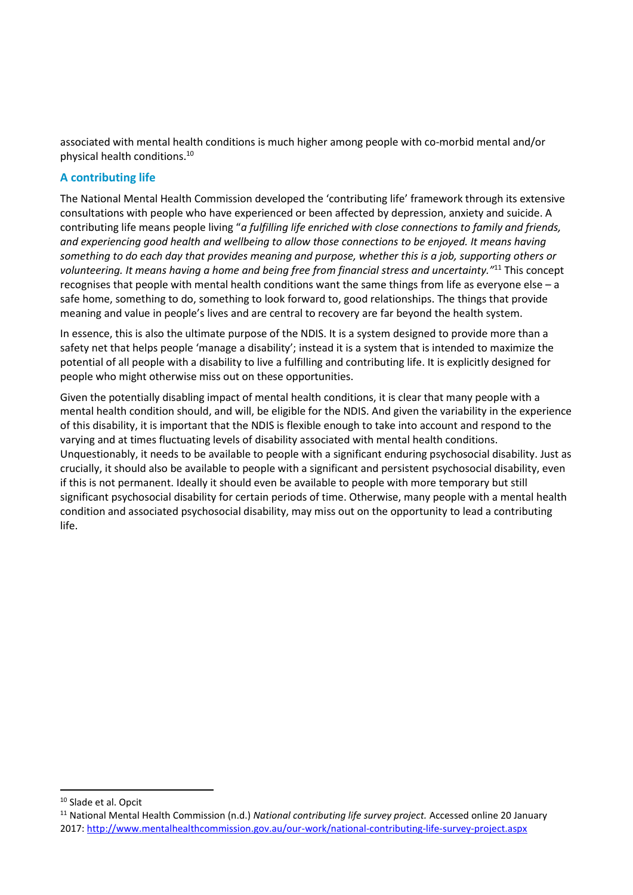associated with mental health conditions is much higher among people with co-morbid mental and/or physical health conditions.[10]

## A contributing life

The National Mental Health Commission developed the 'contributing life' framework through its extensive consultations with people who have experienced or been affected by depression, anxiety and suicide. A contributing life means people living "*a fulfilling life enriched with close connections to family and friends, and experiencing good health and wellbeing to allow those connections to be enjoyed. It means having something to do each day that provides meaning and purpose, whether this is a job, supporting others or volunteering. It means having a home and being free from financial stress and uncertainty.*"[11] This concept recognises that people with mental health conditions want the same things from life as everyone else – a safe home, something to do, something to look forward to, good relationships. The things that provide meaning and value in people's lives and are central to recovery are far beyond the health system.

In essence, this is also the ultimate purpose of the NDIS. It is a system designed to provide more than a safety net that helps people 'manage a disability'; instead it is a system that is intended to maximize the potential of all people with a disability to live a fulfilling and contributing life. It is explicitly designed for people who might otherwise miss out on these opportunities.

Given the potentially disabling impact of mental health conditions, it is clear that many people with a mental health condition should, and will, be eligible for the NDIS. And given the variability in the experience of this disability, it is important that the NDIS is flexible enough to take into account and respond to the varying and at times fluctuating levels of disability associated with mental health conditions. Unquestionably, it needs to be available to people with a significant enduring psychosocial disability. Just as crucially, it should also be available to people with a significant and persistent psychosocial disability, even if this is not permanent. Ideally it should even be available to people with more temporary but still significant psychosocial disability for certain periods of time. Otherwise, many people with a mental health condition and associated psychosocial disability, may miss out on the opportunity to lead a contributing life.

---

[10] Slade et al. Opcit

[11] National Mental Health Commission (n.d.) *National contributing life survey project.* Accessed online 20 January 2017: http://www.mentalhealthcommission.gov.au/our-work/national-contributing-life-survey-project.aspx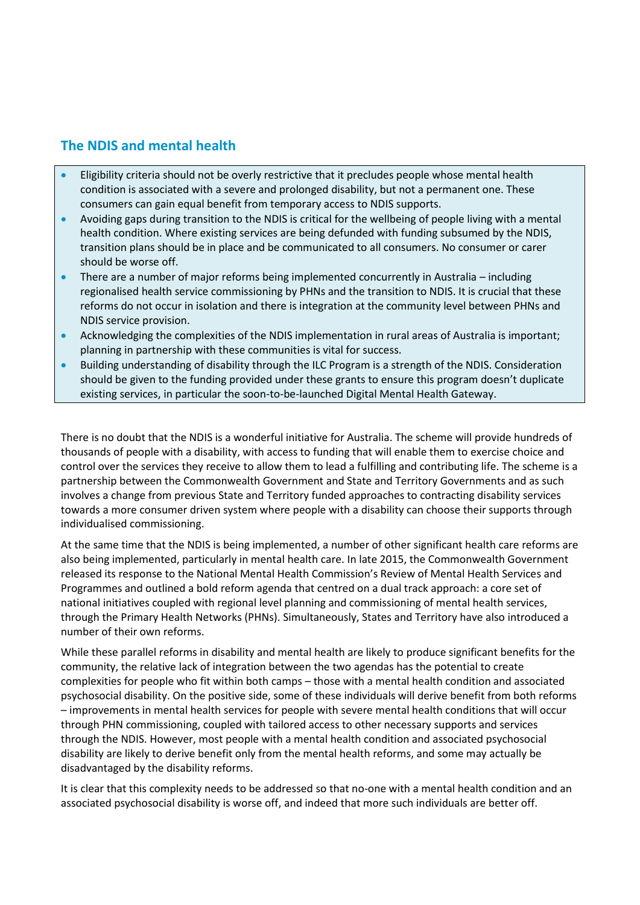## The NDIS and mental health

- Eligibility criteria should not be overly restrictive that it precludes people whose mental health condition is associated with a severe and prolonged disability, but not a permanent one. These consumers can gain equal benefit from temporary access to NDIS supports.
- Avoiding gaps during transition to the NDIS is critical for the wellbeing of people living with a mental health condition. Where existing services are being defunded with funding subsumed by the NDIS, transition plans should be in place and be communicated to all consumers. No consumer or carer should be worse off.
- There are a number of major reforms being implemented concurrently in Australia – including regionalised health service commissioning by PHNs and the transition to NDIS. It is crucial that these reforms do not occur in isolation and there is integration at the community level between PHNs and NDIS service provision.
- Acknowledging the complexities of the NDIS implementation in rural areas of Australia is important; planning in partnership with these communities is vital for success.
- Building understanding of disability through the ILC Program is a strength of the NDIS. Consideration should be given to the funding provided under these grants to ensure this program doesn't duplicate existing services, in particular the soon-to-be-launched Digital Mental Health Gateway.

There is no doubt that the NDIS is a wonderful initiative for Australia. The scheme will provide hundreds of thousands of people with a disability, with access to funding that will enable them to exercise choice and control over the services they receive to allow them to lead a fulfilling and contributing life. The scheme is a partnership between the Commonwealth Government and State and Territory Governments and as such involves a change from previous State and Territory funded approaches to contracting disability services towards a more consumer driven system where people with a disability can choose their supports through individualised commissioning.

At the same time that the NDIS is being implemented, a number of other significant health care reforms are also being implemented, particularly in mental health care. In late 2015, the Commonwealth Government released its response to the National Mental Health Commission's Review of Mental Health Services and Programmes and outlined a bold reform agenda that centred on a dual track approach: a core set of national initiatives coupled with regional level planning and commissioning of mental health services, through the Primary Health Networks (PHNs). Simultaneously, States and Territory have also introduced a number of their own reforms.

While these parallel reforms in disability and mental health are likely to produce significant benefits for the community, the relative lack of integration between the two agendas has the potential to create complexities for people who fit within both camps – those with a mental health condition and associated psychosocial disability. On the positive side, some of these individuals will derive benefit from both reforms – improvements in mental health services for people with severe mental health conditions that will occur through PHN commissioning, coupled with tailored access to other necessary supports and services through the NDIS. However, most people with a mental health condition and associated psychosocial disability are likely to derive benefit only from the mental health reforms, and some may actually be disadvantaged by the disability reforms.

It is clear that this complexity needs to be addressed so that no-one with a mental health condition and an associated psychosocial disability is worse off, and indeed that more such individuals are better off.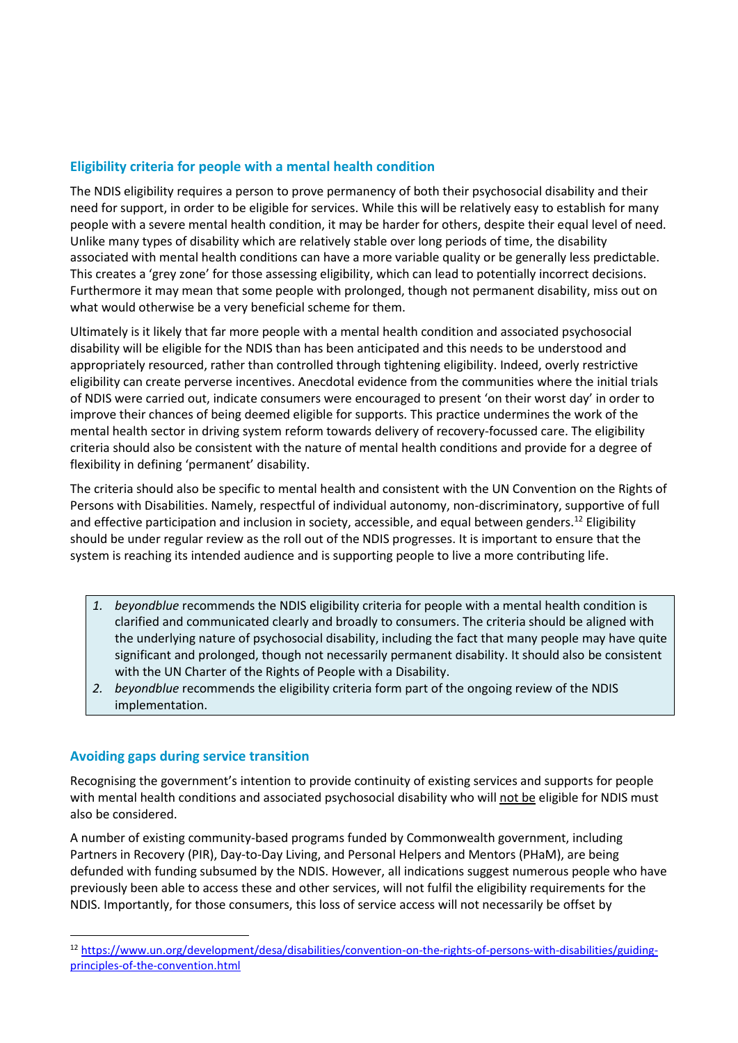## Eligibility criteria for people with a mental health condition

The NDIS eligibility requires a person to prove permanency of both their psychosocial disability and their need for support, in order to be eligible for services. While this will be relatively easy to establish for many people with a severe mental health condition, it may be harder for others, despite their equal level of need. Unlike many types of disability which are relatively stable over long periods of time, the disability associated with mental health conditions can have a more variable quality or be generally less predictable. This creates a 'grey zone' for those assessing eligibility, which can lead to potentially incorrect decisions. Furthermore it may mean that some people with prolonged, though not permanent disability, miss out on what would otherwise be a very beneficial scheme for them.

Ultimately is it likely that far more people with a mental health condition and associated psychosocial disability will be eligible for the NDIS than has been anticipated and this needs to be understood and appropriately resourced, rather than controlled through tightening eligibility. Indeed, overly restrictive eligibility can create perverse incentives. Anecdotal evidence from the communities where the initial trials of NDIS were carried out, indicate consumers were encouraged to present 'on their worst day' in order to improve their chances of being deemed eligible for supports. This practice undermines the work of the mental health sector in driving system reform towards delivery of recovery-focussed care. The eligibility criteria should also be consistent with the nature of mental health conditions and provide for a degree of flexibility in defining 'permanent' disability.

The criteria should also be specific to mental health and consistent with the UN Convention on the Rights of Persons with Disabilities. Namely, respectful of individual autonomy, non-discriminatory, supportive of full and effective participation and inclusion in society, accessible, and equal between genders.[12] Eligibility should be under regular review as the roll out of the NDIS progresses. It is important to ensure that the system is reaching its intended audience and is supporting people to live a more contributing life.

1. *beyondblue* recommends the NDIS eligibility criteria for people with a mental health condition is clarified and communicated clearly and broadly to consumers. The criteria should be aligned with the underlying nature of psychosocial disability, including the fact that many people may have quite significant and prolonged, though not necessarily permanent disability. It should also be consistent with the UN Charter of the Rights of People with a Disability.
2. *beyondblue* recommends the eligibility criteria form part of the ongoing review of the NDIS implementation.

## Avoiding gaps during service transition

Recognising the government's intention to provide continuity of existing services and supports for people with mental health conditions and associated psychosocial disability who will not be eligible for NDIS must also be considered.

A number of existing community-based programs funded by Commonwealth government, including Partners in Recovery (PIR), Day-to-Day Living, and Personal Helpers and Mentors (PHaM), are being defunded with funding subsumed by the NDIS. However, all indications suggest numerous people who have previously been able to access these and other services, will not fulfil the eligibility requirements for the NDIS. Importantly, for those consumers, this loss of service access will not necessarily be offset by

[12] https://www.un.org/development/desa/disabilities/convention-on-the-rights-of-persons-with-disabilities/guiding-principles-of-the-convention.html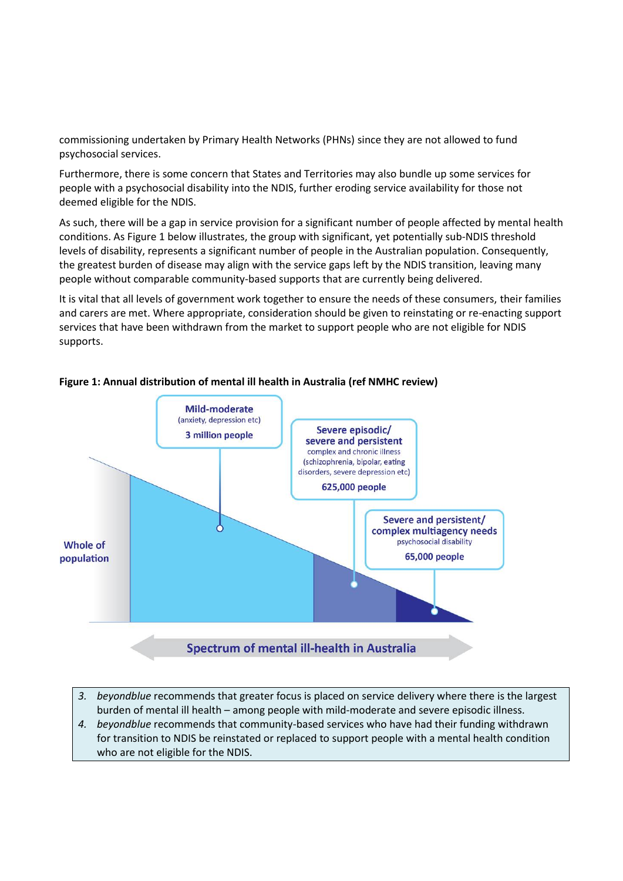commissioning undertaken by Primary Health Networks (PHNs) since they are not allowed to fund psychosocial services.

Furthermore, there is some concern that States and Territories may also bundle up some services for people with a psychosocial disability into the NDIS, further eroding service availability for those not deemed eligible for the NDIS.

As such, there will be a gap in service provision for a significant number of people affected by mental health conditions. As Figure 1 below illustrates, the group with significant, yet potentially sub-NDIS threshold levels of disability, represents a significant number of people in the Australian population. Consequently, the greatest burden of disease may align with the service gaps left by the NDIS transition, leaving many people without comparable community-based supports that are currently being delivered.

It is vital that all levels of government work together to ensure the needs of these consumers, their families and carers are met. Where appropriate, consideration should be given to reinstating or re-enacting support services that have been withdrawn from the market to support people who are not eligible for NDIS supports.

**Figure 1: Annual distribution of mental ill health in Australia (ref NMHC review)**

Whole of population

**Mild-moderate**
(anxiety, depression etc)
**3 million people**

**Severe episodic/ severe and persistent**
complex and chronic illness
(schizophrenia, bipolar, eating disorders, severe depression etc)
**625,000 people**

**Severe and persistent/ complex multiagency needs**
psychosocial disability
**65,000 people**

**Spectrum of mental ill-health in Australia**

3. *beyondblue* recommends that greater focus is placed on service delivery where there is the largest burden of mental ill health – among people with mild-moderate and severe episodic illness.
4. *beyondblue* recommends that community-based services who have had their funding withdrawn for transition to NDIS be reinstated or replaced to support people with a mental health condition who are not eligible for the NDIS.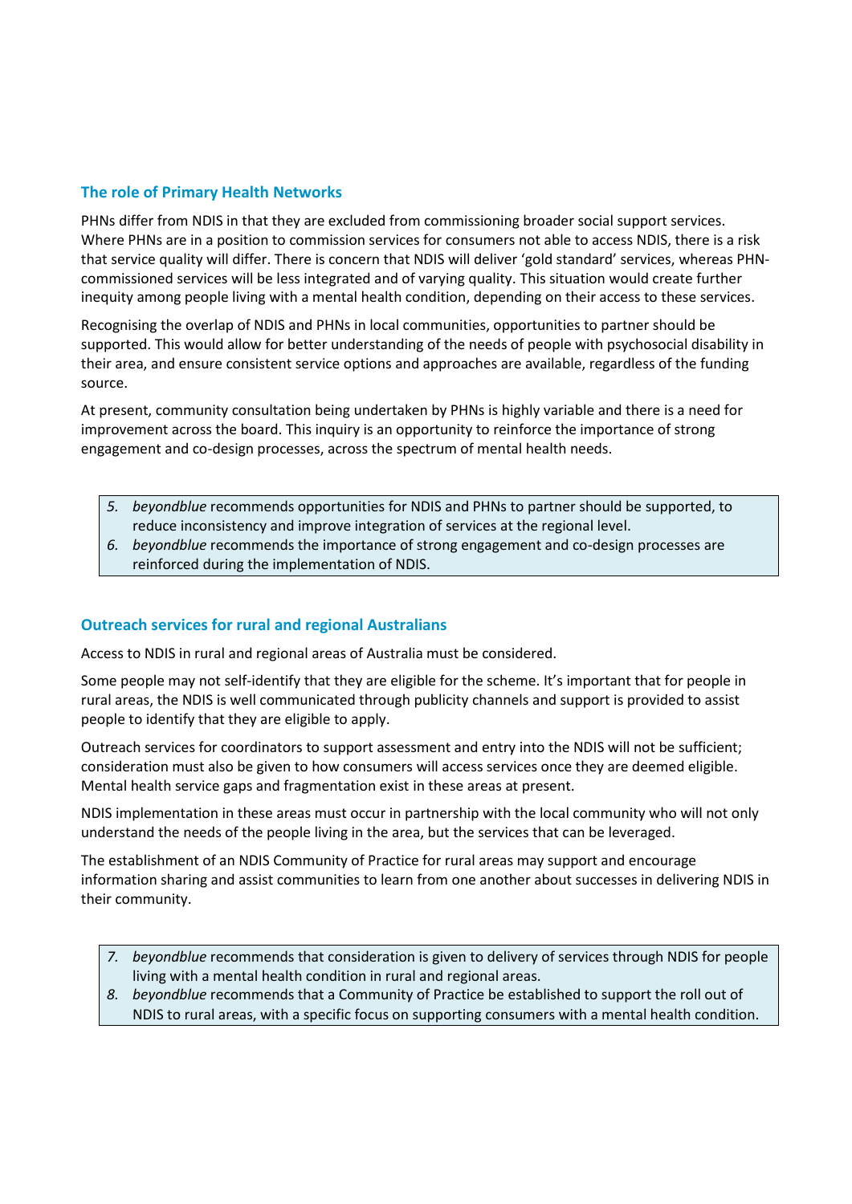## The role of Primary Health Networks

PHNs differ from NDIS in that they are excluded from commissioning broader social support services. Where PHNs are in a position to commission services for consumers not able to access NDIS, there is a risk that service quality will differ. There is concern that NDIS will deliver 'gold standard' services, whereas PHN-commissioned services will be less integrated and of varying quality. This situation would create further inequity among people living with a mental health condition, depending on their access to these services.

Recognising the overlap of NDIS and PHNs in local communities, opportunities to partner should be supported. This would allow for better understanding of the needs of people with psychosocial disability in their area, and ensure consistent service options and approaches are available, regardless of the funding source.

At present, community consultation being undertaken by PHNs is highly variable and there is a need for improvement across the board. This inquiry is an opportunity to reinforce the importance of strong engagement and co-design processes, across the spectrum of mental health needs.

5. *beyondblue* recommends opportunities for NDIS and PHNs to partner should be supported, to reduce inconsistency and improve integration of services at the regional level.
6. *beyondblue* recommends the importance of strong engagement and co-design processes are reinforced during the implementation of NDIS.

## Outreach services for rural and regional Australians

Access to NDIS in rural and regional areas of Australia must be considered.

Some people may not self-identify that they are eligible for the scheme. It's important that for people in rural areas, the NDIS is well communicated through publicity channels and support is provided to assist people to identify that they are eligible to apply.

Outreach services for coordinators to support assessment and entry into the NDIS will not be sufficient; consideration must also be given to how consumers will access services once they are deemed eligible. Mental health service gaps and fragmentation exist in these areas at present.

NDIS implementation in these areas must occur in partnership with the local community who will not only understand the needs of the people living in the area, but the services that can be leveraged.

The establishment of an NDIS Community of Practice for rural areas may support and encourage information sharing and assist communities to learn from one another about successes in delivering NDIS in their community.

7. *beyondblue* recommends that consideration is given to delivery of services through NDIS for people living with a mental health condition in rural and regional areas.
8. *beyondblue* recommends that a Community of Practice be established to support the roll out of NDIS to rural areas, with a specific focus on supporting consumers with a mental health condition.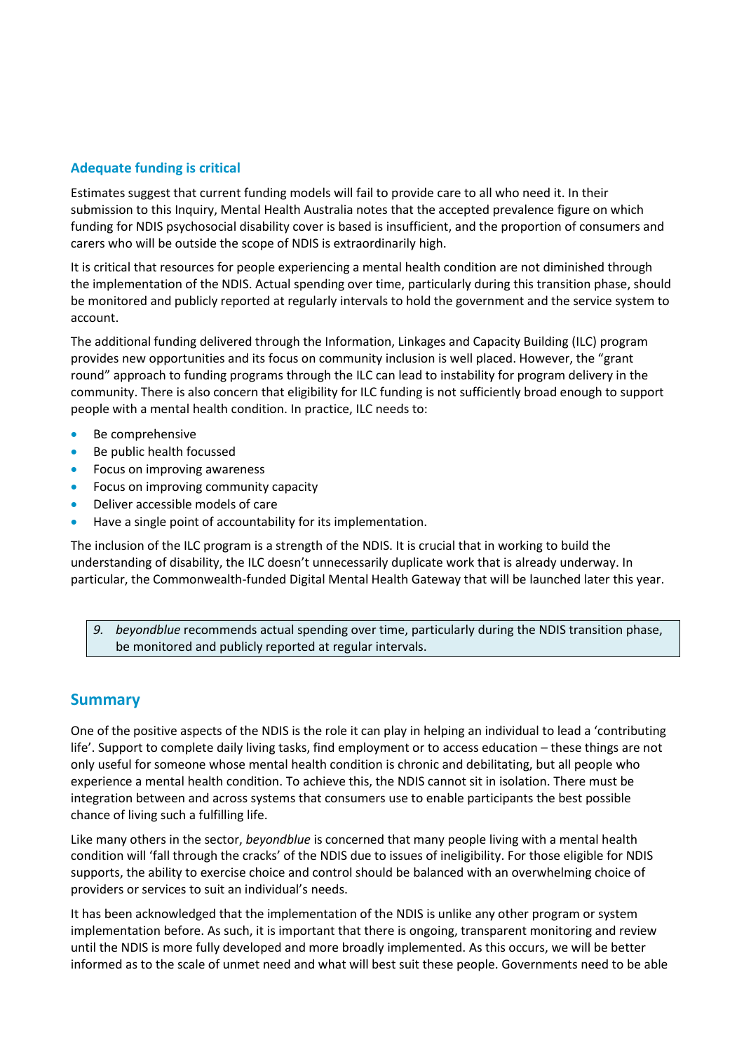## Adequate funding is critical

Estimates suggest that current funding models will fail to provide care to all who need it. In their submission to this Inquiry, Mental Health Australia notes that the accepted prevalence figure on which funding for NDIS psychosocial disability cover is based is insufficient, and the proportion of consumers and carers who will be outside the scope of NDIS is extraordinarily high.

It is critical that resources for people experiencing a mental health condition are not diminished through the implementation of the NDIS. Actual spending over time, particularly during this transition phase, should be monitored and publicly reported at regularly intervals to hold the government and the service system to account.

The additional funding delivered through the Information, Linkages and Capacity Building (ILC) program provides new opportunities and its focus on community inclusion is well placed. However, the "grant round" approach to funding programs through the ILC can lead to instability for program delivery in the community. There is also concern that eligibility for ILC funding is not sufficiently broad enough to support people with a mental health condition. In practice, ILC needs to:

- Be comprehensive
- Be public health focussed
- Focus on improving awareness
- Focus on improving community capacity
- Deliver accessible models of care
- Have a single point of accountability for its implementation.

The inclusion of the ILC program is a strength of the NDIS. It is crucial that in working to build the understanding of disability, the ILC doesn't unnecessarily duplicate work that is already underway. In particular, the Commonwealth-funded Digital Mental Health Gateway that will be launched later this year.

> *9. beyondblue* recommends actual spending over time, particularly during the NDIS transition phase, be monitored and publicly reported at regular intervals.

## Summary

One of the positive aspects of the NDIS is the role it can play in helping an individual to lead a 'contributing life'. Support to complete daily living tasks, find employment or to access education – these things are not only useful for someone whose mental health condition is chronic and debilitating, but all people who experience a mental health condition. To achieve this, the NDIS cannot sit in isolation. There must be integration between and across systems that consumers use to enable participants the best possible chance of living such a fulfilling life.

Like many others in the sector, *beyondblue* is concerned that many people living with a mental health condition will 'fall through the cracks' of the NDIS due to issues of ineligibility. For those eligible for NDIS supports, the ability to exercise choice and control should be balanced with an overwhelming choice of providers or services to suit an individual's needs.

It has been acknowledged that the implementation of the NDIS is unlike any other program or system implementation before. As such, it is important that there is ongoing, transparent monitoring and review until the NDIS is more fully developed and more broadly implemented. As this occurs, we will be better informed as to the scale of unmet need and what will best suit these people. Governments need to be able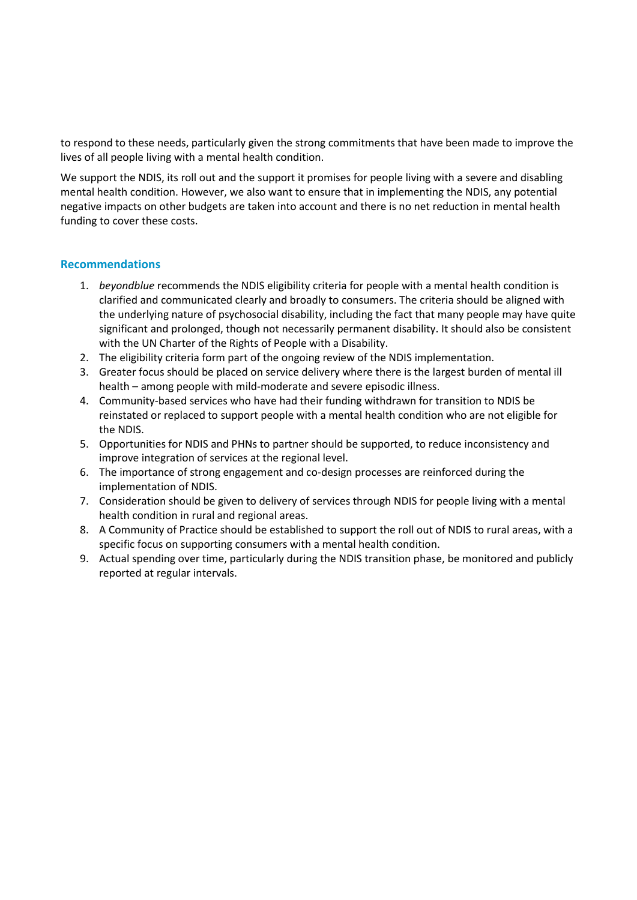to respond to these needs, particularly given the strong commitments that have been made to improve the lives of all people living with a mental health condition.

We support the NDIS, its roll out and the support it promises for people living with a severe and disabling mental health condition. However, we also want to ensure that in implementing the NDIS, any potential negative impacts on other budgets are taken into account and there is no net reduction in mental health funding to cover these costs.

## Recommendations

1. *beyondblue* recommends the NDIS eligibility criteria for people with a mental health condition is clarified and communicated clearly and broadly to consumers. The criteria should be aligned with the underlying nature of psychosocial disability, including the fact that many people may have quite significant and prolonged, though not necessarily permanent disability. It should also be consistent with the UN Charter of the Rights of People with a Disability.
2. The eligibility criteria form part of the ongoing review of the NDIS implementation.
3. Greater focus should be placed on service delivery where there is the largest burden of mental ill health – among people with mild-moderate and severe episodic illness.
4. Community-based services who have had their funding withdrawn for transition to NDIS be reinstated or replaced to support people with a mental health condition who are not eligible for the NDIS.
5. Opportunities for NDIS and PHNs to partner should be supported, to reduce inconsistency and improve integration of services at the regional level.
6. The importance of strong engagement and co-design processes are reinforced during the implementation of NDIS.
7. Consideration should be given to delivery of services through NDIS for people living with a mental health condition in rural and regional areas.
8. A Community of Practice should be established to support the roll out of NDIS to rural areas, with a specific focus on supporting consumers with a mental health condition.
9. Actual spending over time, particularly during the NDIS transition phase, be monitored and publicly reported at regular intervals.